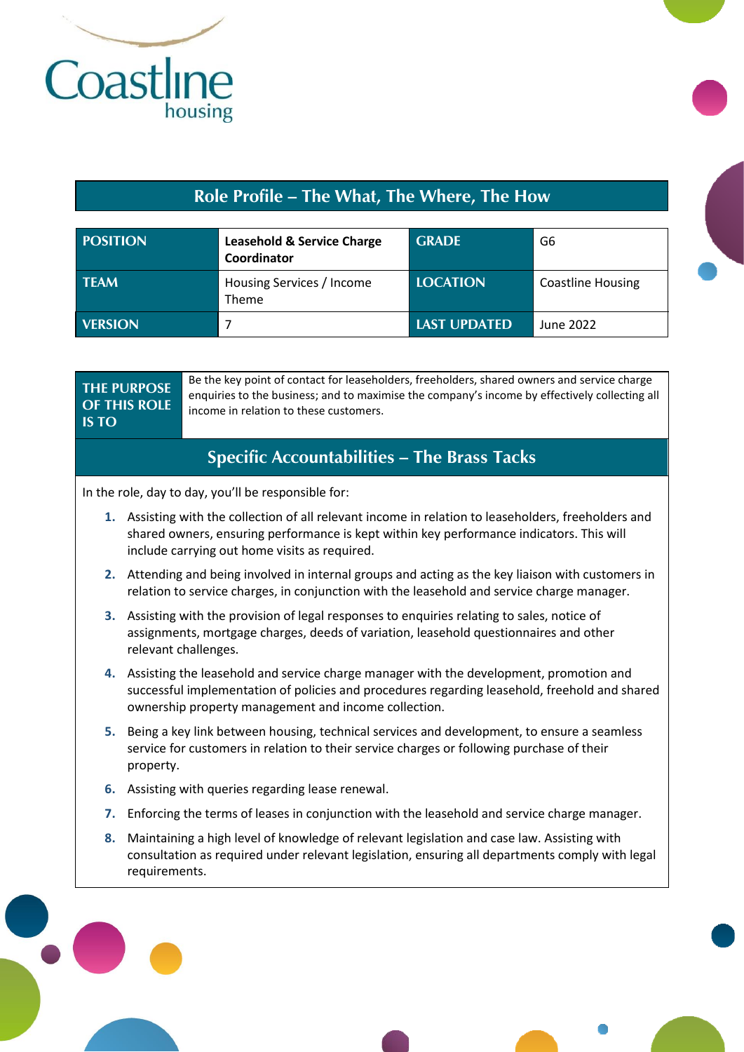Coastline housing

## Role Profile – The What, The Where, The How

| POSITION | Leasehold & Service Charge Coordinator | GRADE | G6 |
|---|---|---|---|
| TEAM | Housing Services / Income Theme | LOCATION | Coastline Housing |
| VERSION | 7 | LAST UPDATED | June 2022 |

| THE PURPOSE OF THIS ROLE IS TO | Be the key point of contact for leaseholders, freeholders, shared owners and service charge enquiries to the business; and to maximise the company's income by effectively collecting all income in relation to these customers. |
|---|---|

## Specific Accountabilities – The Brass Tacks

In the role, day to day, you'll be responsible for:

1. Assisting with the collection of all relevant income in relation to leaseholders, freeholders and shared owners, ensuring performance is kept within key performance indicators. This will include carrying out home visits as required.
2. Attending and being involved in internal groups and acting as the key liaison with customers in relation to service charges, in conjunction with the leasehold and service charge manager.
3. Assisting with the provision of legal responses to enquiries relating to sales, notice of assignments, mortgage charges, deeds of variation, leasehold questionnaires and other relevant challenges.
4. Assisting the leasehold and service charge manager with the development, promotion and successful implementation of policies and procedures regarding leasehold, freehold and shared ownership property management and income collection.
5. Being a key link between housing, technical services and development, to ensure a seamless service for customers in relation to their service charges or following purchase of their property.
6. Assisting with queries regarding lease renewal.
7. Enforcing the terms of leases in conjunction with the leasehold and service charge manager.
8. Maintaining a high level of knowledge of relevant legislation and case law. Assisting with consultation as required under relevant legislation, ensuring all departments comply with legal requirements.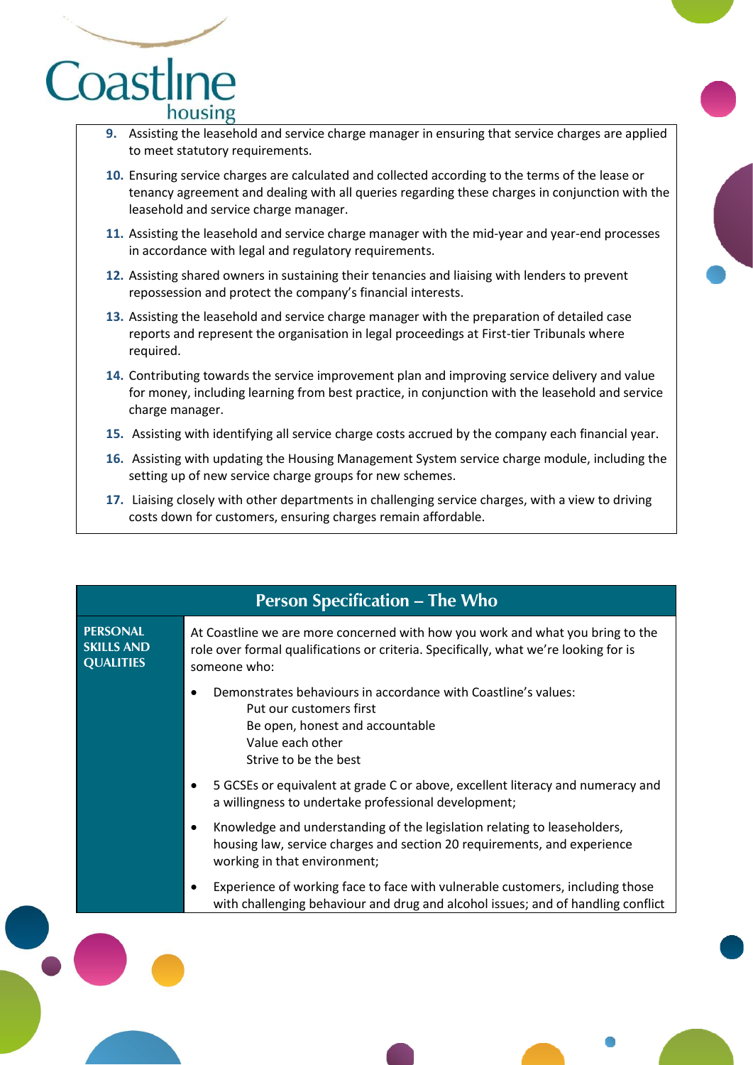9. Assisting the leasehold and service charge manager in ensuring that service charges are applied to meet statutory requirements.
10. Ensuring service charges are calculated and collected according to the terms of the lease or tenancy agreement and dealing with all queries regarding these charges in conjunction with the leasehold and service charge manager.
11. Assisting the leasehold and service charge manager with the mid-year and year-end processes in accordance with legal and regulatory requirements.
12. Assisting shared owners in sustaining their tenancies and liaising with lenders to prevent repossession and protect the company's financial interests.
13. Assisting the leasehold and service charge manager with the preparation of detailed case reports and represent the organisation in legal proceedings at First-tier Tribunals where required.
14. Contributing towards the service improvement plan and improving service delivery and value for money, including learning from best practice, in conjunction with the leasehold and service charge manager.
15. Assisting with identifying all service charge costs accrued by the company each financial year.
16. Assisting with updating the Housing Management System service charge module, including the setting up of new service charge groups for new schemes.
17. Liaising closely with other departments in challenging service charges, with a view to driving costs down for customers, ensuring charges remain affordable.

## Person Specification – The Who

**PERSONAL SKILLS AND QUALITIES**

At Coastline we are more concerned with how you work and what you bring to the role over formal qualifications or criteria. Specifically, what we're looking for is someone who:

- Demonstrates behaviours in accordance with Coastline's values:
  - Put our customers first
  - Be open, honest and accountable
  - Value each other
  - Strive to be the best
- 5 GCSEs or equivalent at grade C or above, excellent literacy and numeracy and a willingness to undertake professional development;
- Knowledge and understanding of the legislation relating to leaseholders, housing law, service charges and section 20 requirements, and experience working in that environment;
- Experience of working face to face with vulnerable customers, including those with challenging behaviour and drug and alcohol issues; and of handling conflict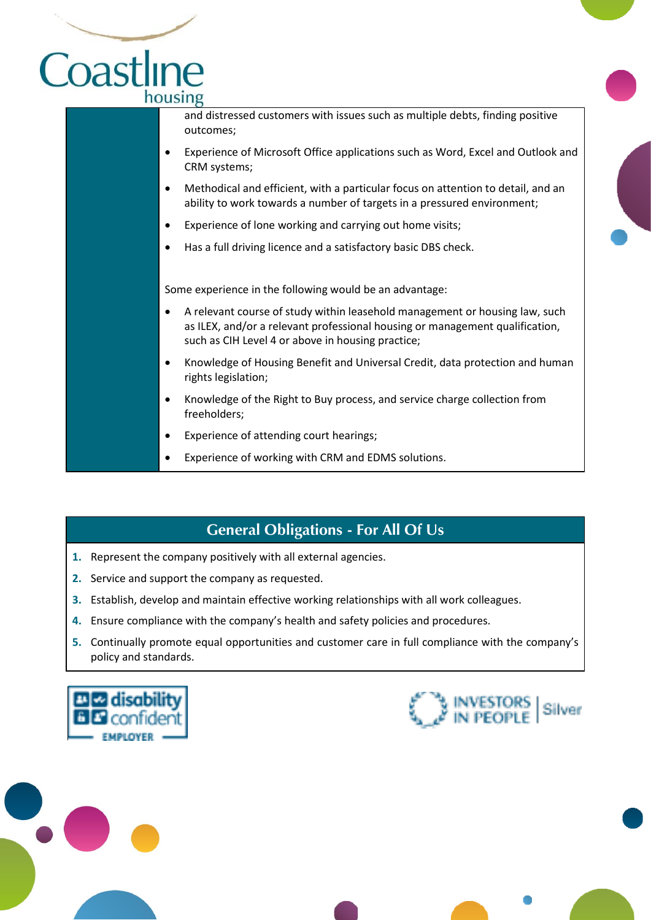and distressed customers with issues such as multiple debts, finding positive outcomes;

- Experience of Microsoft Office applications such as Word, Excel and Outlook and CRM systems;
- Methodical and efficient, with a particular focus on attention to detail, and an ability to work towards a number of targets in a pressured environment;
- Experience of lone working and carrying out home visits;
- Has a full driving licence and a satisfactory basic DBS check.

Some experience in the following would be an advantage:

- A relevant course of study within leasehold management or housing law, such as ILEX, and/or a relevant professional housing or management qualification, such as CIH Level 4 or above in housing practice;
- Knowledge of Housing Benefit and Universal Credit, data protection and human rights legislation;
- Knowledge of the Right to Buy process, and service charge collection from freeholders;
- Experience of attending court hearings;
- Experience of working with CRM and EDMS solutions.

## General Obligations - For All Of Us

1. Represent the company positively with all external agencies.
2. Service and support the company as requested.
3. Establish, develop and maintain effective working relationships with all work colleagues.
4. Ensure compliance with the company's health and safety policies and procedures.
5. Continually promote equal opportunities and customer care in full compliance with the company's policy and standards.